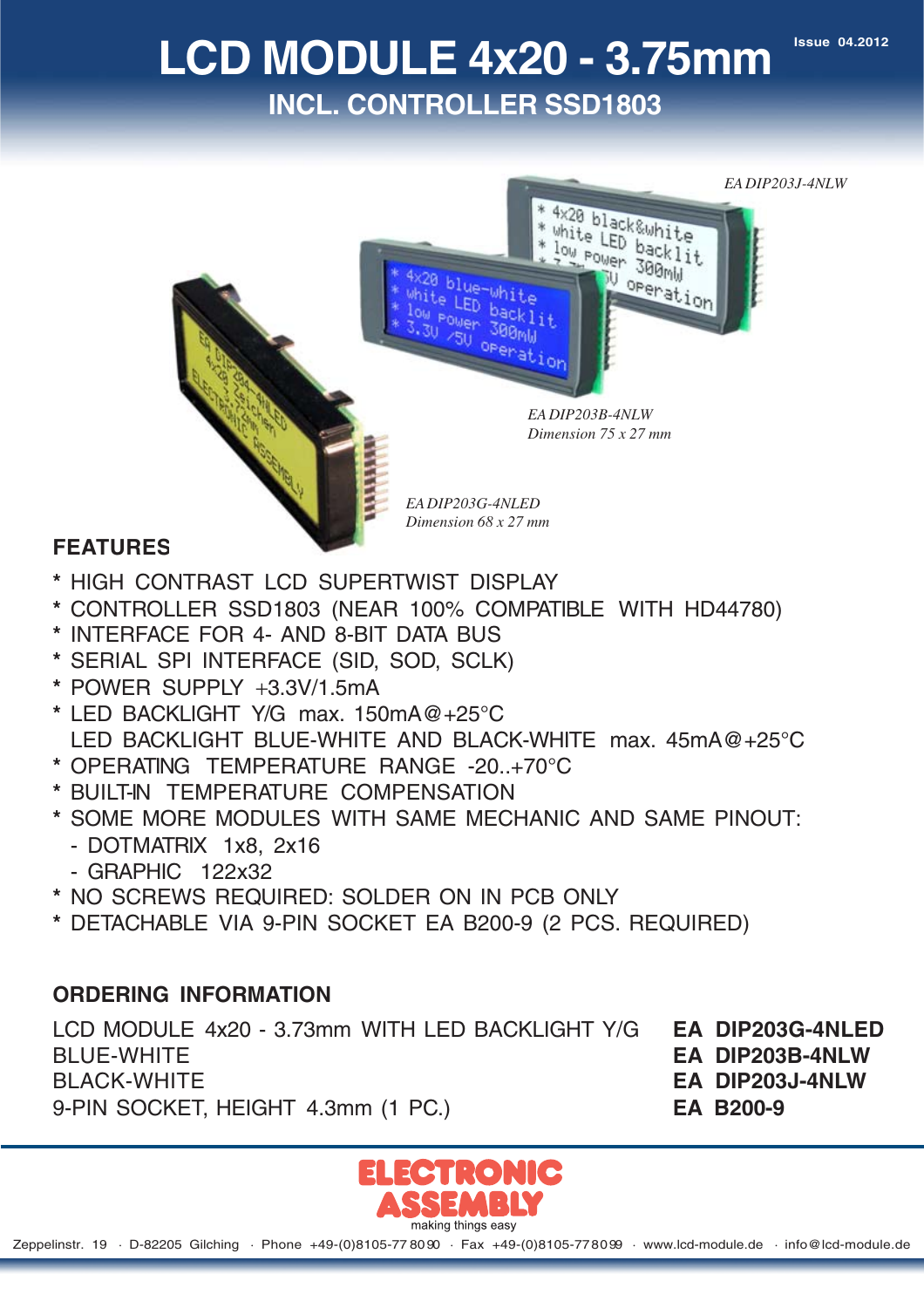# LCD MODULE 4x20 - 3.75mm

Issue 04.2012

## INCL. CONTROLLER SSD1803

*EA DIP203J-4NLW*

*EA DIP203B-4NLW*
*Dimension 75 x 27 mm*

*EA DIP203G-4NLED*
*Dimension 68 x 27 mm*

### FEATURES

* HIGH CONTRAST LCD SUPERTWIST DISPLAY
* CONTROLLER SSD1803 (NEAR 100% COMPATIBLE WITH HD44780)
* INTERFACE FOR 4- AND 8-BIT DATA BUS
* SERIAL SPI INTERFACE (SID, SOD, SCLK)
* POWER SUPPLY +3.3V/1.5mA
* LED BACKLIGHT Y/G max. 150mA@+25°C
  LED BACKLIGHT BLUE-WHITE AND BLACK-WHITE max. 45mA@+25°C
* OPERATING TEMPERATURE RANGE -20..+70°C
* BUILT-IN TEMPERATURE COMPENSATION
* SOME MORE MODULES WITH SAME MECHANIC AND SAME PINOUT:
  - DOTMATRIX 1x8, 2x16
  - GRAPHIC 122x32
* NO SCREWS REQUIRED: SOLDER ON IN PCB ONLY
* DETACHABLE VIA 9-PIN SOCKET EA B200-9 (2 PCS. REQUIRED)

### ORDERING INFORMATION

| | |
|---|---|
| LCD MODULE 4x20 - 3.73mm WITH LED BACKLIGHT Y/G | **EA DIP203G-4NLED** |
| BLUE-WHITE | **EA DIP203B-4NLW** |
| BLACK-WHITE | **EA DIP203J-4NLW** |
| 9-PIN SOCKET, HEIGHT 4.3mm (1 PC.) | **EA B200-9** |

ELECTRONIC ASSEMBLY
making things easy

Zeppelinstr. 19 · D-82205 Gilching · Phone +49-(0)8105-778090 · Fax +49-(0)8105-778099 · www.lcd-module.de · info@lcd-module.de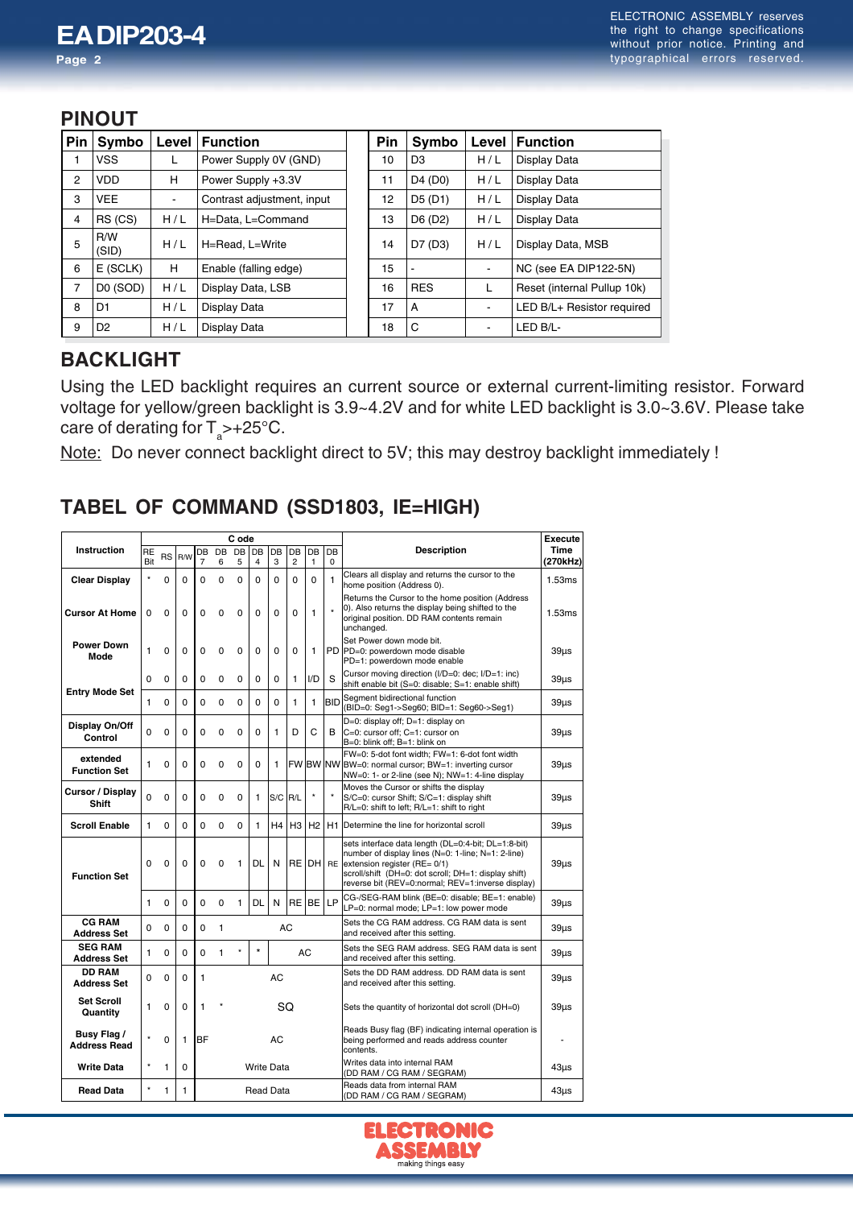## PINOUT

| Pin | Symbo | Level | Function | | Pin | Symbo | Level | Function |
|---|---|---|---|---|---|---|---|---|
| 1 | VSS | L | Power Supply 0V (GND) | | 10 | D3 | H / L | Display Data |
| 2 | VDD | H | Power Supply +3.3V | | 11 | D4 (D0) | H / L | Display Data |
| 3 | VEE | - | Contrast adjustment, input | | 12 | D5 (D1) | H / L | Display Data |
| 4 | RS (CS) | H / L | H=Data, L=Command | | 13 | D6 (D2) | H / L | Display Data |
| 5 | R/W (SID) | H / L | H=Read, L=Write | | 14 | D7 (D3) | H / L | Display Data, MSB |
| 6 | E (SCLK) | H | Enable (falling edge) | | 15 | - | - | NC (see EA DIP122-5N) |
| 7 | D0 (SOD) | H / L | Display Data, LSB | | 16 | RES | L | Reset (internal Pullup 10k) |
| 8 | D1 | H / L | Display Data | | 17 | A | - | LED B/L+ Resistor required |
| 9 | D2 | H / L | Display Data | | 18 | C | - | LED B/L- |

## BACKLIGHT

Using the LED backlight requires an current source or external current-limiting resistor. Forward voltage for yellow/green backlight is 3.9~4.2V and for white LED backlight is 3.0~3.6V. Please take care of derating for $T_a$>+25°C.

Note: Do never connect backlight direct to 5V; this may destroy backlight immediately !

## TABEL OF COMMAND (SSD1803, IE=HIGH)

| Instruction | RE Bit | RS | R/W | DB 7 | DB 6 | DB 5 | DB 4 | DB 3 | DB 2 | DB 1 | DB 0 | Description | Execute Time (270kHz) |
|---|---|---|---|---|---|---|---|---|---|---|---|---|---|
| Clear Display | * | 0 | 0 | 0 | 0 | 0 | 0 | 0 | 0 | 0 | 1 | Clears all display and returns the cursor to the home position (Address 0). | 1.53ms |
| Cursor At Home | 0 | 0 | 0 | 0 | 0 | 0 | 0 | 0 | 0 | 1 | * | Returns the Cursor to the home position (Address 0). Also returns the display being shifted to the original position. DD RAM contents remain unchanged. | 1.53ms |
| Power Down Mode | 1 | 0 | 0 | 0 | 0 | 0 | 0 | 0 | 0 | 1 | PD | Set Power down mode bit. PD=0: powerdown mode disable PD=1: powerdown mode enable | 39µs |
| Entry Mode Set | 0 | 0 | 0 | 0 | 0 | 0 | 0 | 0 | 1 | I/D | S | Cursor moving direction (I/D=0: dec; I/D=1: inc) shift enable bit (S=0: disable; S=1: enable shift) | 39µs |
| | 1 | 0 | 0 | 0 | 0 | 0 | 0 | 0 | 1 | 1 | BID | Segment bidirectional function (BID=0: Seg1->Seg60; BID=1: Seg60->Seg1) | 39µs |
| Display On/Off Control | 0 | 0 | 0 | 0 | 0 | 0 | 0 | 1 | D | C | B | D=0: display off; D=1: display on C=0: cursor off; C=1: cursor on B=0: blink off; B=1: blink on | 39µs |
| extended Function Set | 1 | 0 | 0 | 0 | 0 | 0 | 0 | 1 | FW | BW | NW | FW=0: 5-dot font width; FW=1: 6-dot font width BW=0: normal cursor; BW=1: inverting cursor NW=0: 1- or 2-line (see N); NW=1: 4-line display | 39µs |
| Cursor / Display Shift | 0 | 0 | 0 | 0 | 0 | 0 | 1 | S/C | R/L | * | * | Moves the Cursor or shifts the display S/C=0: cursor Shift; S/C=1: display shift R/L=0: shift to left; R/L=1: shift to right | 39µs |
| Scroll Enable | 1 | 0 | 0 | 0 | 0 | 0 | 1 | H4 | H3 | H2 | H1 | Determine the line for horizontal scroll | 39µs |
| Function Set | 0 | 0 | 0 | 0 | 0 | 1 | DL | N | RE | DH | RE | sets interface data length (DL=0:4-bit; DL=1:8-bit) number of display lines (N=0: 1-line; N=1: 2-line) extension register (RE= 0/1) scroll/shift (DH=0: dot scroll; DH=1: display shift) reverse bit (REV=0:normal; REV=1:inverse display) | 39µs |
| | 1 | 0 | 0 | 0 | 0 | 1 | DL | N | RE | BE | LP | CG-/SEG-RAM blink (BE=0: disable; BE=1: enable) LP=0: normal mode; LP=1: low power mode | 39µs |
| CG RAM Address Set | 0 | 0 | 0 | 0 | 1 | AC | | | | | | Sets the CG RAM address. CG RAM data is sent and received after this setting. | 39µs |
| SEG RAM Address Set | 1 | 0 | 0 | 0 | 1 | * | * | AC | | | | Sets the SEG RAM address. SEG RAM data is sent and received after this setting. | 39µs |
| DD RAM Address Set | 0 | 0 | 0 | 1 | AC | | | | | | | Sets the DD RAM address. DD RAM data is sent and received after this setting. | 39µs |
| Set Scroll Quantity | 1 | 0 | 0 | 1 | * | SQ | | | | | | Sets the quantity of horizontal dot scroll (DH=0) | 39µs |
| Busy Flag / Address Read | * | 0 | 1 | BF | AC | | | | | | | Reads Busy flag (BF) indicating internal operation is being performed and reads address counter contents. | - |
| Write Data | * | 1 | 0 | Write Data | | | | | | | | Writes data into internal RAM (DD RAM / CG RAM / SEGRAM) | 43µs |
| Read Data | * | 1 | 1 | Read Data | | | | | | | | Reads data from internal RAM (DD RAM / CG RAM / SEGRAM) | 43µs |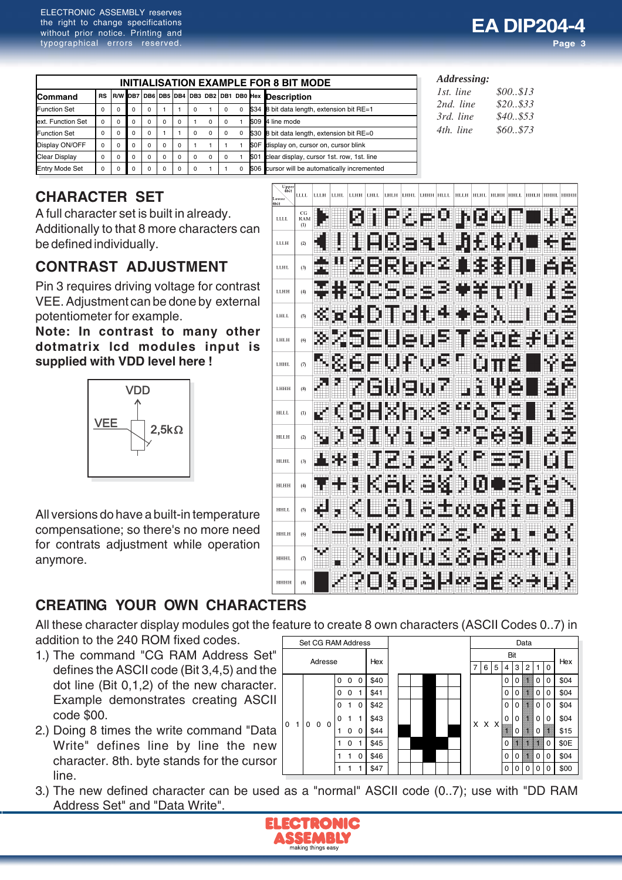## INITIALISATION EXAMPLE FOR 8 BIT MODE

| Command | RS | R/W | DB7 | DB6 | DB5 | DB4 | DB3 | DB2 | DB1 | DB0 | Hex | Description |
|---|---|---|---|---|---|---|---|---|---|---|---|---|
| Function Set | 0 | 0 | 0 | 0 | 1 | 1 | 0 | 1 | 0 | 0 | $34 | 8 bit data length, extension bit RE=1 |
| ext. Function Set | 0 | 0 | 0 | 0 | 0 | 0 | 1 | 0 | 0 | 1 | $09 | 4 line mode |
| Function Set | 0 | 0 | 0 | 0 | 1 | 1 | 0 | 0 | 0 | 0 | $30 | 8 bit data length, extension bit RE=0 |
| Display ON/OFF | 0 | 0 | 0 | 0 | 0 | 0 | 1 | 1 | 1 | 1 | $0F | display on, cursor on, cursor blink |
| Clear Display | 0 | 0 | 0 | 0 | 0 | 0 | 0 | 0 | 0 | 1 | $01 | clear display, cursor 1st. row, 1st. line |
| Entry Mode Set | 0 | 0 | 0 | 0 | 0 | 0 | 0 | 1 | 1 | 0 | $06 | cursor will be automatically incremented |

*Addressing:*

| | |
|---|---|
| *1st. line* | *$00..$13* |
| *2nd. line* | *$20..$33* |
| *3rd. line* | *$40..$53* |
| *4th. line* | *$60..$73* |

## CHARACTER SET

A full character set is built in already. Additionally to that 8 more characters can be defined individually.

## CONTRAST ADJUSTMENT

Pin 3 requires driving voltage for contrast VEE. Adjustment can be done by external potentiometer for example.

**Note: In contrast to many other dotmatrix lcd modules input is supplied with VDD level here !**

VDD
VEE
2,5kΩ

All versions do have a built-in temperature compensation; so there's no more need for contrats adjustment while operation anymore.

## CREATING YOUR OWN CHARACTERS

All these character display modules got the feature to create 8 own characters (ASCII Codes 0..7) in addition to the 240 ROM fixed codes.

1.) The command "CG RAM Address Set" defines the ASCII code (Bit 3,4,5) and the dot line (Bit 0,1,2) of the new character. Example demonstrates creating ASCII code $00.

2.) Doing 8 times the write command "Data Write" defines line by line the new character. 8th. byte stands for the cursor line.

3.) The new defined character can be used as a "normal" ASCII code (0..7); use with "DD RAM Address Set" and "Data Write".

| Set CG RAM Address | | | Data | | |
|---|---|---|---|---|---|
| Adresse | | Hex | Bit 7 6 5 | 4 3 2 1 0 | Hex |
| 0 1 0 0 0 | 0 0 0 | $40 | X X X | 0 0 1 0 0 | $04 |
| | 0 0 1 | $41 | | 0 0 1 0 0 | $04 |
| | 0 1 0 | $42 | | 0 0 1 0 0 | $04 |
| | 0 1 1 | $43 | | 0 0 1 0 0 | $04 |
| | 1 0 0 | $44 | | 1 0 1 0 1 | $15 |
| | 1 0 1 | $45 | | 0 1 1 1 0 | $0E |
| | 1 1 0 | $46 | | 0 0 1 0 0 | $04 |
| | 1 1 1 | $47 | | 0 0 0 0 0 | $00 |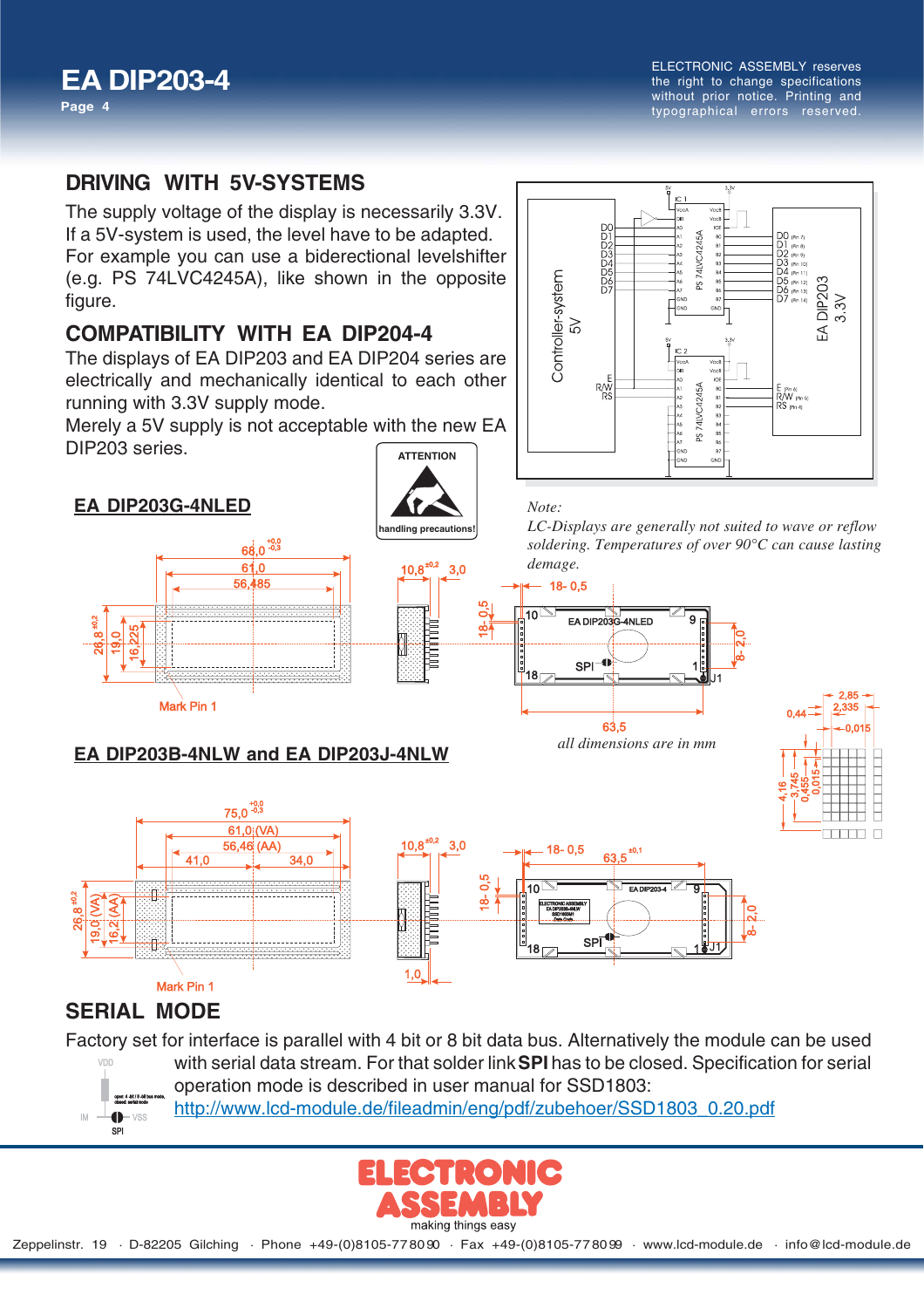## DRIVING WITH 5V-SYSTEMS

The supply voltage of the display is necessarily 3.3V. If a 5V-system is used, the level have to be adapted. For example you can use a biderectional levelshifter (e.g. PS 74LVC4245A), like shown in the opposite figure.

## COMPATIBILITY WITH EA DIP204-4

The displays of EA DIP203 and EA DIP204 series are electrically and mechanically identical to each other running with 3.3V supply mode.
Merely a 5V supply is not acceptable with the new EA DIP203 series.

ATTENTION
handling precautions!

*Note:*
*LC-Displays are generally not suited to wave or reflow soldering. Temperatures of over 90°C can cause lasting damage.*

## EA DIP203G-4NLED

*all dimensions are in mm*

## EA DIP203B-4NLW and EA DIP203J-4NLW

## SERIAL MODE

Factory set for interface is parallel with 4 bit or 8 bit data bus. Alternatively the module can be used with serial data stream. For that solder link **SPI** has to be closed. Specification for serial operation mode is described in user manual for SSD1803:
http://www.lcd-module.de/fileadmin/eng/pdf/zubehoer/SSD1803_0.20.pdf

ELECTRONIC ASSEMBLY
making things easy

Zeppelinstr. 19 · D-82205 Gilching · Phone +49-(0)8105-778090 · Fax +49-(0)8105-778099 · www.lcd-module.de · info@lcd-module.de